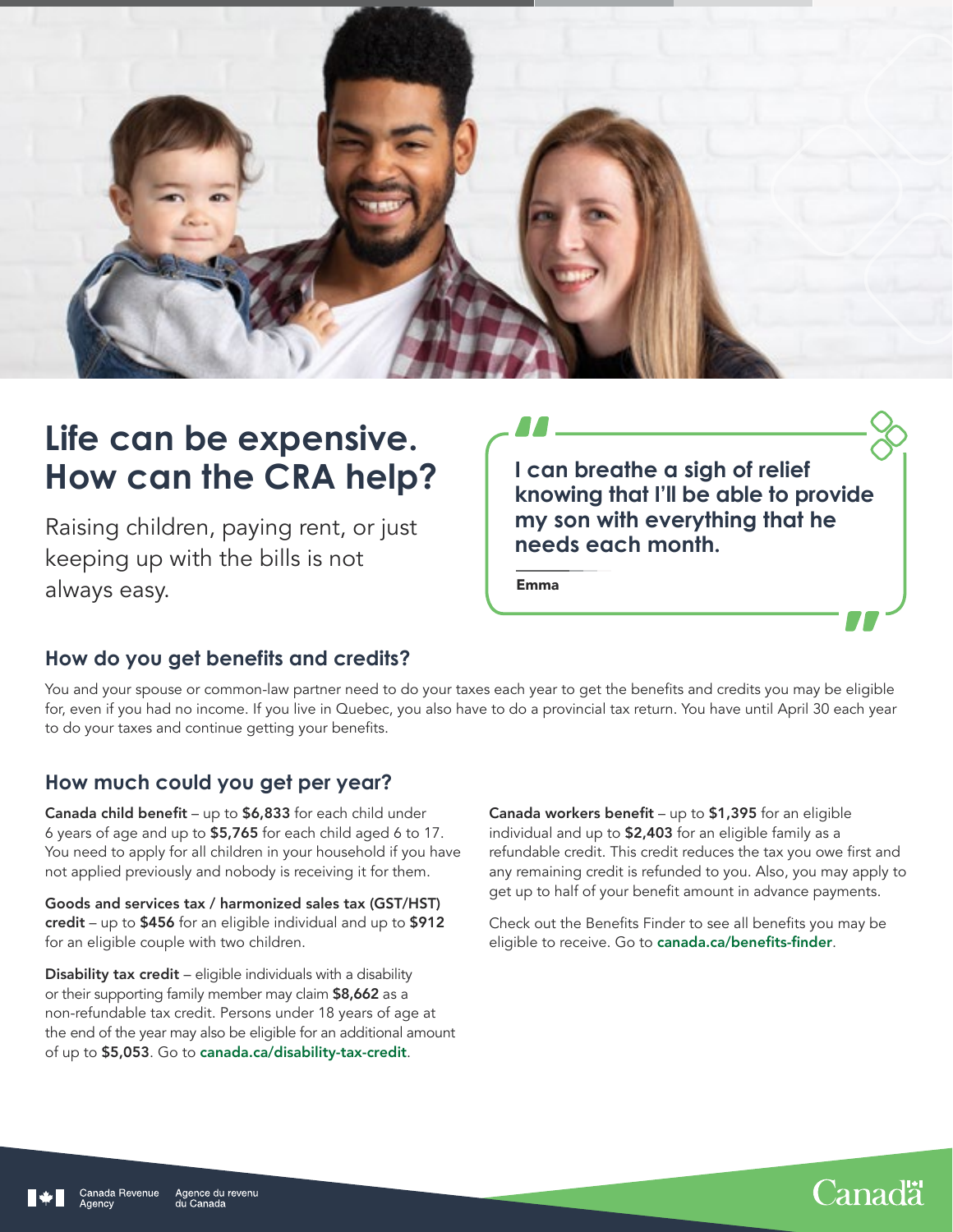# Life can be expensive. How can the CRA help?

Raising children, paying rent, or just keeping up with the bills is not always easy.

> **I can breathe a sigh of relief knowing that I'll be able to provide my son with everything that he needs each month.**
>
> **Emma**

## How do you get benefits and credits?

You and your spouse or common-law partner need to do your taxes each year to get the benefits and credits you may be eligible for, even if you had no income. If you live in Quebec, you also have to do a provincial tax return. You have until April 30 each year to do your taxes and continue getting your benefits.

## How much could you get per year?

**Canada child benefit** – up to **$6,833** for each child under 6 years of age and up to **$5,765** for each child aged 6 to 17. You need to apply for all children in your household if you have not applied previously and nobody is receiving it for them.

**Goods and services tax / harmonized sales tax (GST/HST) credit** – up to **$456** for an eligible individual and up to **$912** for an eligible couple with two children.

**Disability tax credit** – eligible individuals with a disability or their supporting family member may claim **$8,662** as a non-refundable tax credit. Persons under 18 years of age at the end of the year may also be eligible for an additional amount of up to **$5,053**. Go to **canada.ca/disability-tax-credit**.

**Canada workers benefit** – up to **$1,395** for an eligible individual and up to **$2,403** for an eligible family as a refundable credit. This credit reduces the tax you owe first and any remaining credit is refunded to you. Also, you may apply to get up to half of your benefit amount in advance payments.

Check out the Benefits Finder to see all benefits you may be eligible to receive. Go to **canada.ca/benefits-finder**.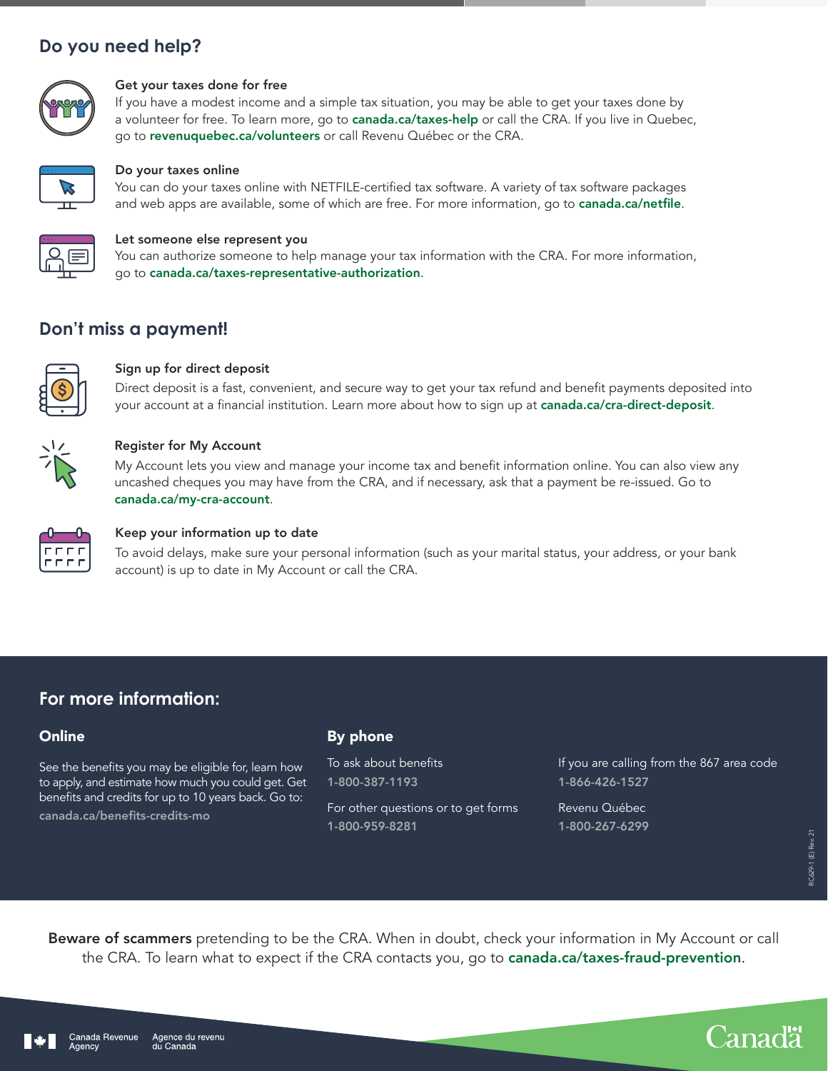## Do you need help?

### Get your taxes done for free

If you have a modest income and a simple tax situation, you may be able to get your taxes done by a volunteer for free. To learn more, go to **canada.ca/taxes-help** or call the CRA. If you live in Quebec, go to **revenuquebec.ca/volunteers** or call Revenu Québec or the CRA.

### Do your taxes online

You can do your taxes online with NETFILE-certified tax software. A variety of tax software packages and web apps are available, some of which are free. For more information, go to **canada.ca/netfile**.

### Let someone else represent you

You can authorize someone to help manage your tax information with the CRA. For more information, go to **canada.ca/taxes-representative-authorization**.

## Don't miss a payment!

### Sign up for direct deposit

Direct deposit is a fast, convenient, and secure way to get your tax refund and benefit payments deposited into your account at a financial institution. Learn more about how to sign up at **canada.ca/cra-direct-deposit**.

### Register for My Account

My Account lets you view and manage your income tax and benefit information online. You can also view any uncashed cheques you may have from the CRA, and if necessary, ask that a payment be re-issued. Go to **canada.ca/my-cra-account**.

### Keep your information up to date

To avoid delays, make sure your personal information (such as your marital status, your address, or your bank account) is up to date in My Account or call the CRA.

## For more information:

### Online

See the benefits you may be eligible for, learn how to apply, and estimate how much you could get. Get benefits and credits for up to 10 years back. Go to: **canada.ca/benefits-credits-mo**

### By phone

To ask about benefits
**1-800-387-1193**

For other questions or to get forms
**1-800-959-8281**

If you are calling from the 867 area code
**1-866-426-1527**

Revenu Québec
**1-800-267-6299**

RC629-1 (E) Rev. 21

**Beware of scammers** pretending to be the CRA. When in doubt, check your information in My Account or call the CRA. To learn what to expect if the CRA contacts you, go to **canada.ca/taxes-fraud-prevention**.

Canada Revenue Agency / Agence du revenu du Canada

Canada